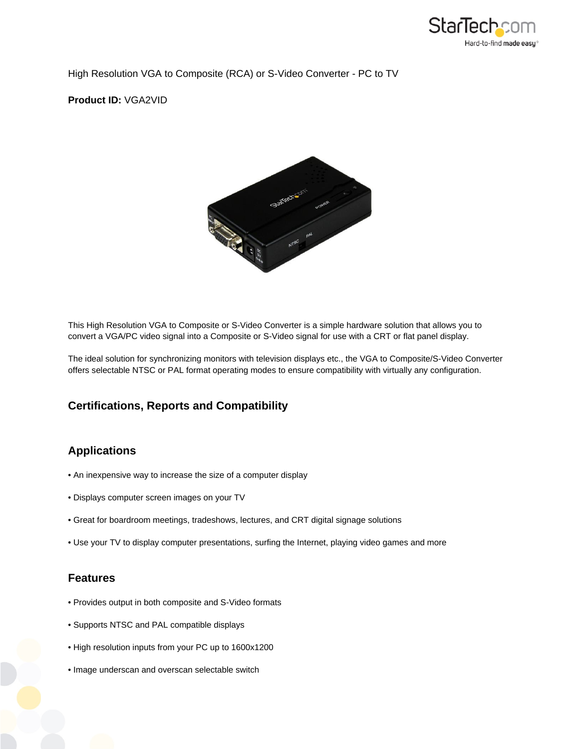High Resolution VGA to Composite (RCA) or S-Video Converter - PC to TV

**Product ID:** VGA2VID

This High Resolution VGA to Composite or S-Video Converter is a simple hardware solution that allows you to convert a VGA/PC video signal into a Composite or S-Video signal for use with a CRT or flat panel display.

The ideal solution for synchronizing monitors with television displays etc., the VGA to Composite/S-Video Converter offers selectable NTSC or PAL format operating modes to ensure compatibility with virtually any configuration.

## Certifications, Reports and Compatibility

## Applications

- An inexpensive way to increase the size of a computer display
- Displays computer screen images on your TV
- Great for boardroom meetings, tradeshows, lectures, and CRT digital signage solutions
- Use your TV to display computer presentations, surfing the Internet, playing video games and more

## Features

- Provides output in both composite and S-Video formats
- Supports NTSC and PAL compatible displays
- High resolution inputs from your PC up to 1600x1200
- Image underscan and overscan selectable switch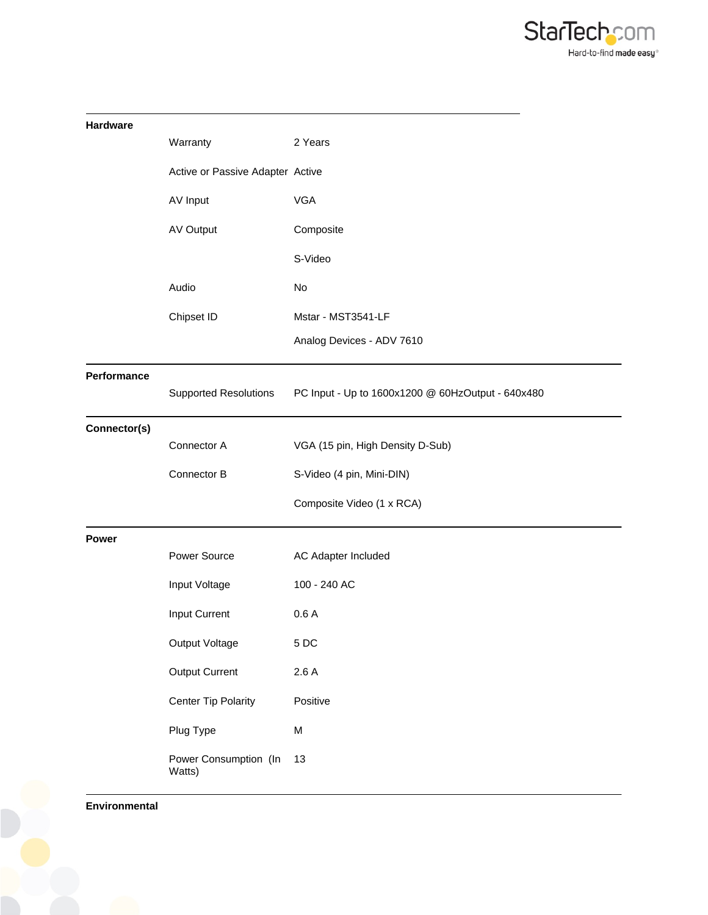## Hardware

| | | |
|---|---|---|
| | Warranty | 2 Years |
| | Active or Passive Adapter | Active |
| | AV Input | VGA |
| | AV Output | Composite |
| | | S-Video |
| | Audio | No |
| | Chipset ID | Mstar - MST3541-LF |
| | | Analog Devices - ADV 7610 |

## Performance

| | | |
|---|---|---|
| | Supported Resolutions | PC Input - Up to 1600x1200 @ 60HzOutput - 640x480 |

## Connector(s)

| | | |
|---|---|---|
| | Connector A | VGA (15 pin, High Density D-Sub) |
| | Connector B | S-Video (4 pin, Mini-DIN) |
| | | Composite Video (1 x RCA) |

## Power

| | | |
|---|---|---|
| | Power Source | AC Adapter Included |
| | Input Voltage | 100 - 240 AC |
| | Input Current | 0.6 A |
| | Output Voltage | 5 DC |
| | Output Current | 2.6 A |
| | Center Tip Polarity | Positive |
| | Plug Type | M |
| | Power Consumption (In Watts) | 13 |

## Environmental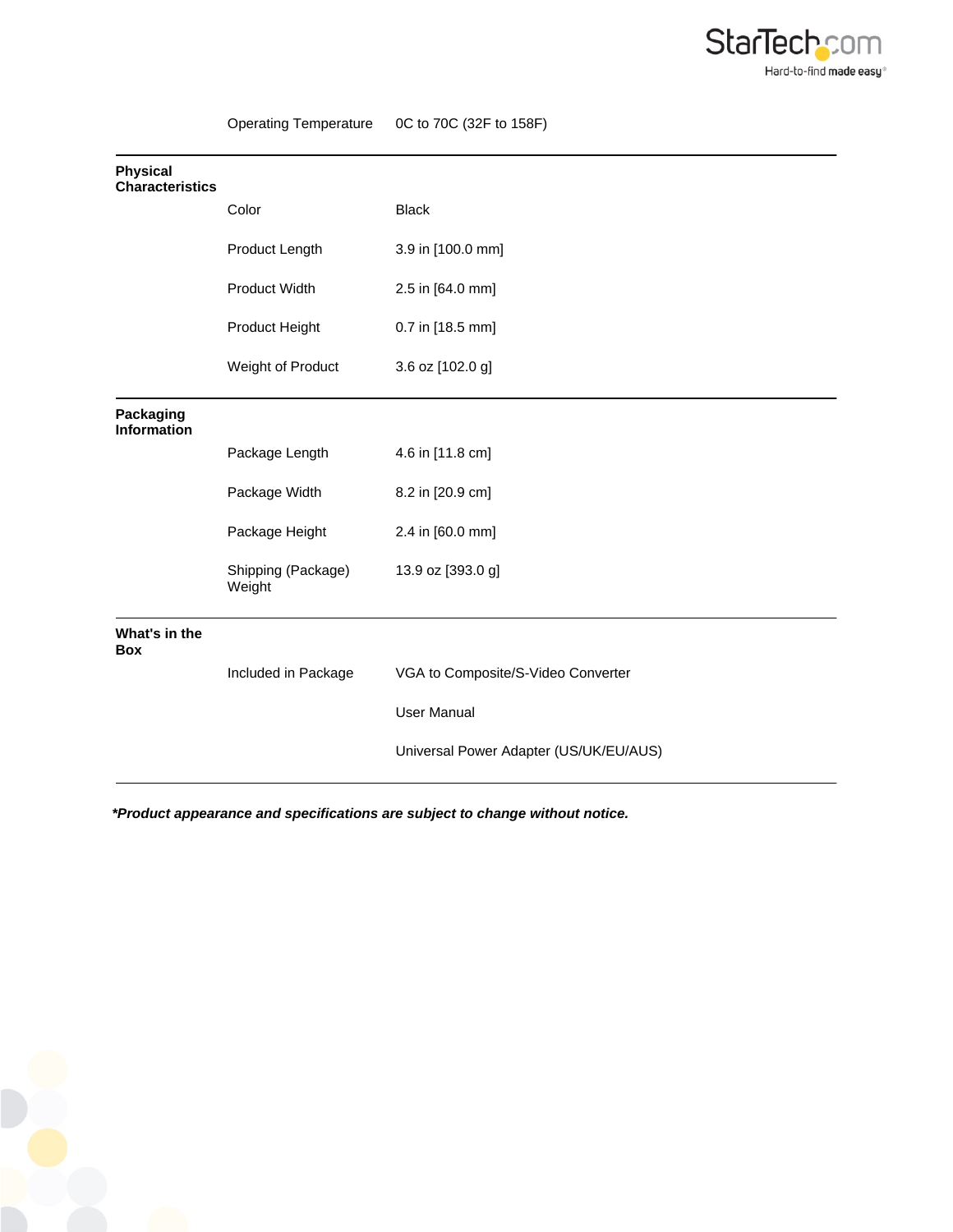| | | |
|---|---|---|
| | Operating Temperature | 0C to 70C (32F to 158F) |
| **Physical Characteristics** | | |
| | Color | Black |
| | Product Length | 3.9 in [100.0 mm] |
| | Product Width | 2.5 in [64.0 mm] |
| | Product Height | 0.7 in [18.5 mm] |
| | Weight of Product | 3.6 oz [102.0 g] |
| **Packaging Information** | | |
| | Package Length | 4.6 in [11.8 cm] |
| | Package Width | 8.2 in [20.9 cm] |
| | Package Height | 2.4 in [60.0 mm] |
| | Shipping (Package) Weight | 13.9 oz [393.0 g] |
| **What's in the Box** | | |
| | Included in Package | VGA to Composite/S-Video Converter |
| | | User Manual |
| | | Universal Power Adapter (US/UK/EU/AUS) |

***Product appearance and specifications are subject to change without notice.***